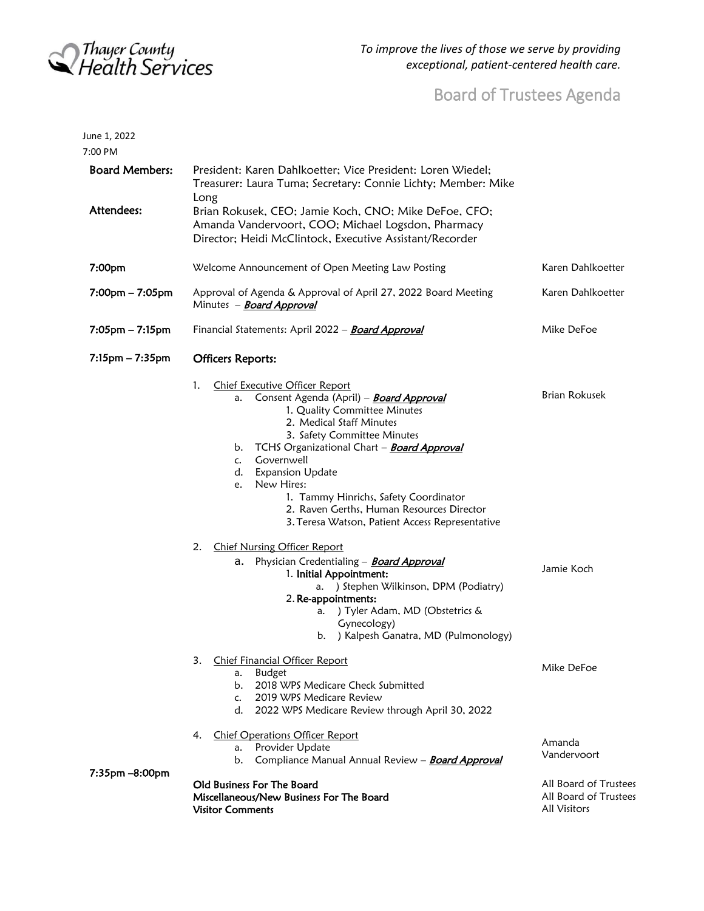Thayer County Health Services

*To improve the lives of those we serve by providing exceptional, patient-centered health care.*

# Board of Trustees Agenda

June 1, 2022
7:00 PM

**Board Members:** President: Karen Dahlkoetter; Vice President: Loren Wiedel; Treasurer: Laura Tuma; Secretary: Connie Lichty; Member: Mike Long

**Attendees:** Brian Rokusek, CEO; Jamie Koch, CNO; Mike DeFoe, CFO; Amanda Vandervoort, COO; Michael Logsdon, Pharmacy Director; Heidi McClintock, Executive Assistant/Recorder

| Time | Item | Presenter |
|---|---|---|
| **7:00pm** | Welcome Announcement of Open Meeting Law Posting | Karen Dahlkoetter |
| **7:00pm – 7:05pm** | Approval of Agenda & Approval of April 27, 2022 Board Meeting Minutes – ***Board Approval*** | Karen Dahlkoetter |
| **7:05pm – 7:15pm** | Financial Statements: April 2022 – ***Board Approval*** | Mike DeFoe |
| **7:15pm – 7:35pm** | **Officers Reports:** | |

1. Chief Executive Officer Report — Brian Rokusek
   a. Consent Agenda (April) – ***Board Approval***
      1. Quality Committee Minutes
      2. Medical Staff Minutes
      3. Safety Committee Minutes
   b. TCHS Organizational Chart – ***Board Approval***
   c. Governwell
   d. Expansion Update
   e. New Hires:
      1. Tammy Hinrichs, Safety Coordinator
      2. Raven Gerths, Human Resources Director
      3. Teresa Watson, Patient Access Representative

2. Chief Nursing Officer Report — Jamie Koch
   a. Physician Credentialing – ***Board Approval***
      1. **Initial Appointment:**
         a. ) Stephen Wilkinson, DPM (Podiatry)
      2. **Re-appointments:**
         a. ) Tyler Adam, MD (Obstetrics & Gynecology)
         b. ) Kalpesh Ganatra, MD (Pulmonology)

3. Chief Financial Officer Report — Mike DeFoe
   a. Budget
   b. 2018 WPS Medicare Check Submitted
   c. 2019 WPS Medicare Review
   d. 2022 WPS Medicare Review through April 30, 2022

4. Chief Operations Officer Report — Amanda Vandervoort
   a. Provider Update
   b. Compliance Manual Annual Review – ***Board Approval***

| Time | Item | Presenter |
|---|---|---|
| **7:35pm –8:00pm** | **Old Business For The Board** | All Board of Trustees |
| | **Miscellaneous/New Business For The Board** | All Board of Trustees |
| | **Visitor Comments** | All Visitors |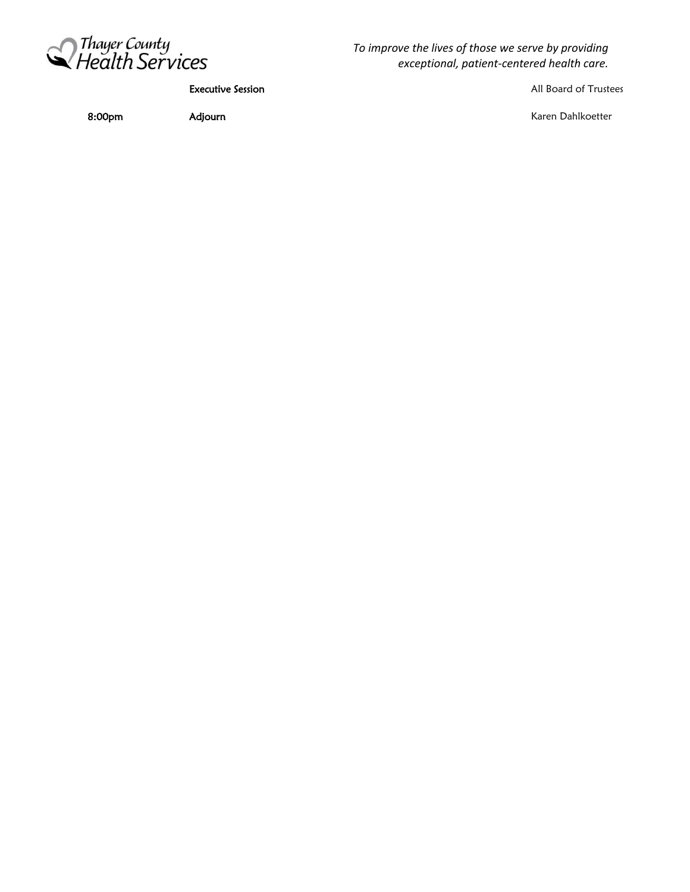| | | |
|---|---|---|
| | **Executive Session** | All Board of Trustees |
| **8:00pm** | **Adjourn** | Karen Dahlkoetter |